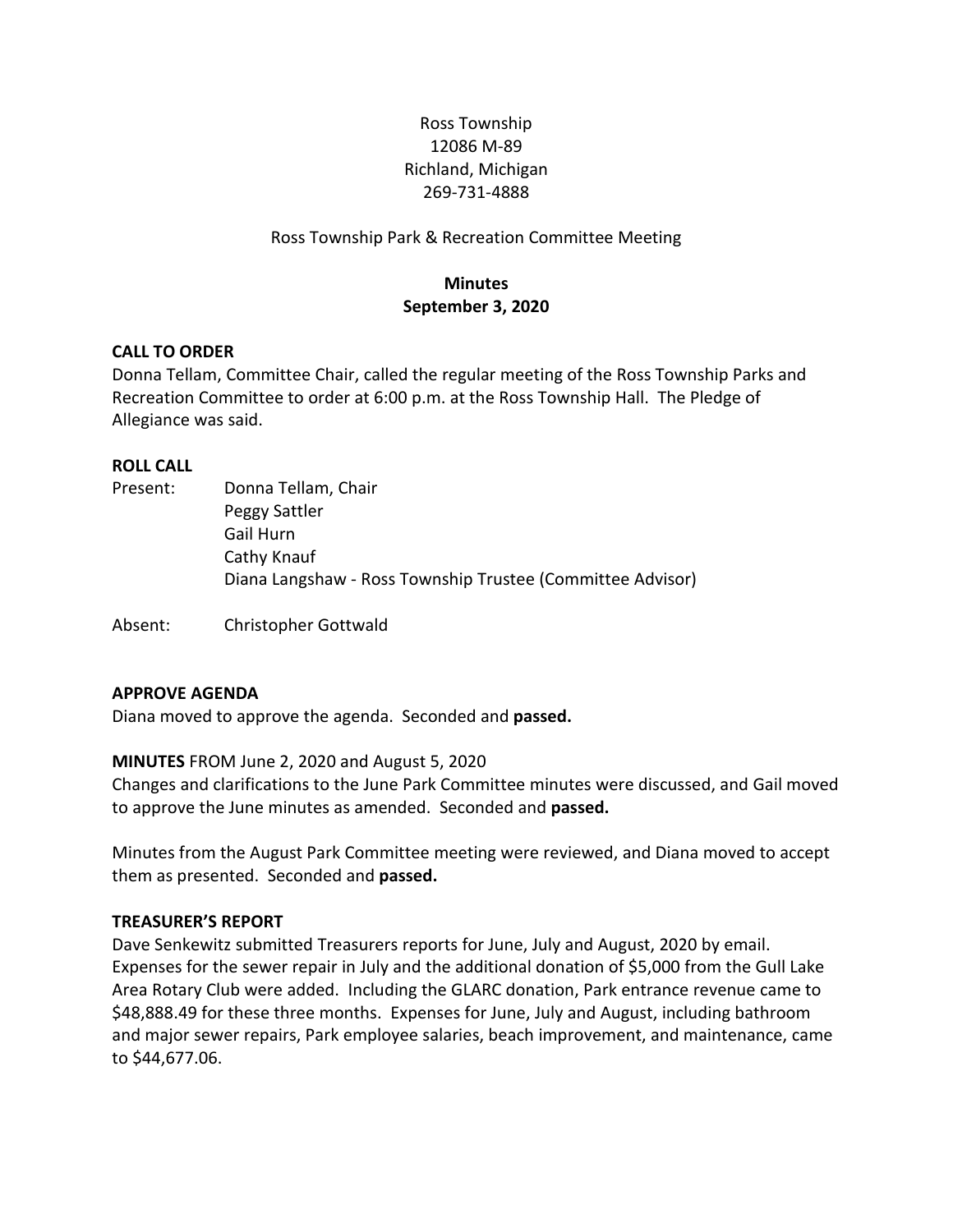Ross Township
12086 M-89
Richland, Michigan
269-731-4888

Ross Township Park & Recreation Committee Meeting

**Minutes**
**September 3, 2020**

**CALL TO ORDER**

Donna Tellam, Committee Chair, called the regular meeting of the Ross Township Parks and Recreation Committee to order at 6:00 p.m. at the Ross Township Hall. The Pledge of Allegiance was said.

**ROLL CALL**

Present: Donna Tellam, Chair
Peggy Sattler
Gail Hurn
Cathy Knauf
Diana Langshaw - Ross Township Trustee (Committee Advisor)

Absent: Christopher Gottwald

**APPROVE AGENDA**

Diana moved to approve the agenda. Seconded and **passed.**

**MINUTES** FROM June 2, 2020 and August 5, 2020

Changes and clarifications to the June Park Committee minutes were discussed, and Gail moved to approve the June minutes as amended. Seconded and **passed.**

Minutes from the August Park Committee meeting were reviewed, and Diana moved to accept them as presented. Seconded and **passed.**

**TREASURER'S REPORT**

Dave Senkewitz submitted Treasurers reports for June, July and August, 2020 by email. Expenses for the sewer repair in July and the additional donation of $5,000 from the Gull Lake Area Rotary Club were added. Including the GLARC donation, Park entrance revenue came to $48,888.49 for these three months. Expenses for June, July and August, including bathroom and major sewer repairs, Park employee salaries, beach improvement, and maintenance, came to $44,677.06.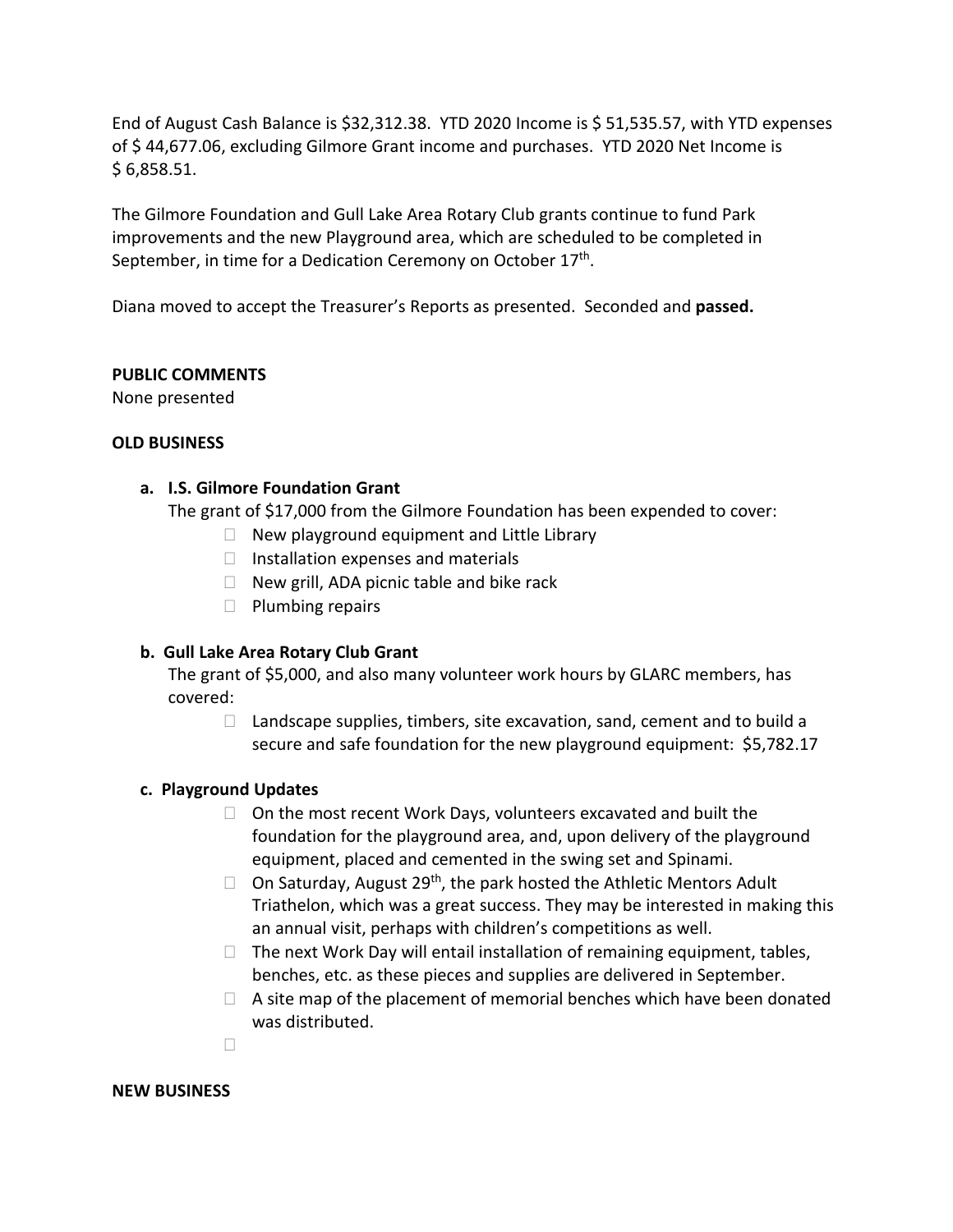End of August Cash Balance is $32,312.38. YTD 2020 Income is $ 51,535.57, with YTD expenses of $ 44,677.06, excluding Gilmore Grant income and purchases. YTD 2020 Net Income is $ 6,858.51.

The Gilmore Foundation and Gull Lake Area Rotary Club grants continue to fund Park improvements and the new Playground area, which are scheduled to be completed in September, in time for a Dedication Ceremony on October 17th.

Diana moved to accept the Treasurer's Reports as presented. Seconded and **passed.**

**PUBLIC COMMENTS**

None presented

**OLD BUSINESS**

**a. I.S. Gilmore Foundation Grant**

The grant of $17,000 from the Gilmore Foundation has been expended to cover:

- New playground equipment and Little Library
- Installation expenses and materials
- New grill, ADA picnic table and bike rack
- Plumbing repairs

**b. Gull Lake Area Rotary Club Grant**

The grant of $5,000, and also many volunteer work hours by GLARC members, has covered:

- Landscape supplies, timbers, site excavation, sand, cement and to build a secure and safe foundation for the new playground equipment: $5,782.17

**c. Playground Updates**

- On the most recent Work Days, volunteers excavated and built the foundation for the playground area, and, upon delivery of the playground equipment, placed and cemented in the swing set and Spinami.
- On Saturday, August 29th, the park hosted the Athletic Mentors Adult Triathelon, which was a great success. They may be interested in making this an annual visit, perhaps with children's competitions as well.
- The next Work Day will entail installation of remaining equipment, tables, benches, etc. as these pieces and supplies are delivered in September.
- A site map of the placement of memorial benches which have been donated was distributed.

**NEW BUSINESS**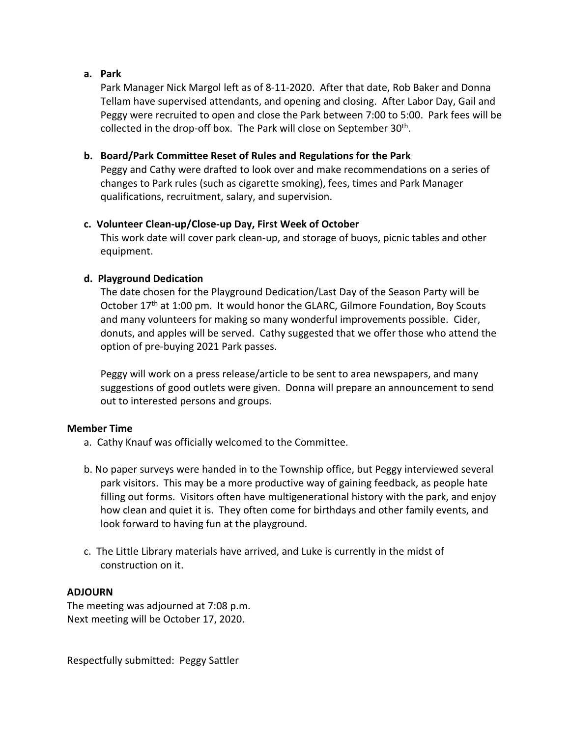**a. Park**

Park Manager Nick Margol left as of 8-11-2020. After that date, Rob Baker and Donna Tellam have supervised attendants, and opening and closing. After Labor Day, Gail and Peggy were recruited to open and close the Park between 7:00 to 5:00. Park fees will be collected in the drop-off box. The Park will close on September 30th.

**b. Board/Park Committee Reset of Rules and Regulations for the Park**

Peggy and Cathy were drafted to look over and make recommendations on a series of changes to Park rules (such as cigarette smoking), fees, times and Park Manager qualifications, recruitment, salary, and supervision.

**c. Volunteer Clean-up/Close-up Day, First Week of October**

This work date will cover park clean-up, and storage of buoys, picnic tables and other equipment.

**d. Playground Dedication**

The date chosen for the Playground Dedication/Last Day of the Season Party will be October 17th at 1:00 pm. It would honor the GLARC, Gilmore Foundation, Boy Scouts and many volunteers for making so many wonderful improvements possible. Cider, donuts, and apples will be served. Cathy suggested that we offer those who attend the option of pre-buying 2021 Park passes.

Peggy will work on a press release/article to be sent to area newspapers, and many suggestions of good outlets were given. Donna will prepare an announcement to send out to interested persons and groups.

**Member Time**

a. Cathy Knauf was officially welcomed to the Committee.

b. No paper surveys were handed in to the Township office, but Peggy interviewed several park visitors. This may be a more productive way of gaining feedback, as people hate filling out forms. Visitors often have multigenerational history with the park, and enjoy how clean and quiet it is. They often come for birthdays and other family events, and look forward to having fun at the playground.

c. The Little Library materials have arrived, and Luke is currently in the midst of construction on it.

**ADJOURN**

The meeting was adjourned at 7:08 p.m.
Next meeting will be October 17, 2020.

Respectfully submitted: Peggy Sattler